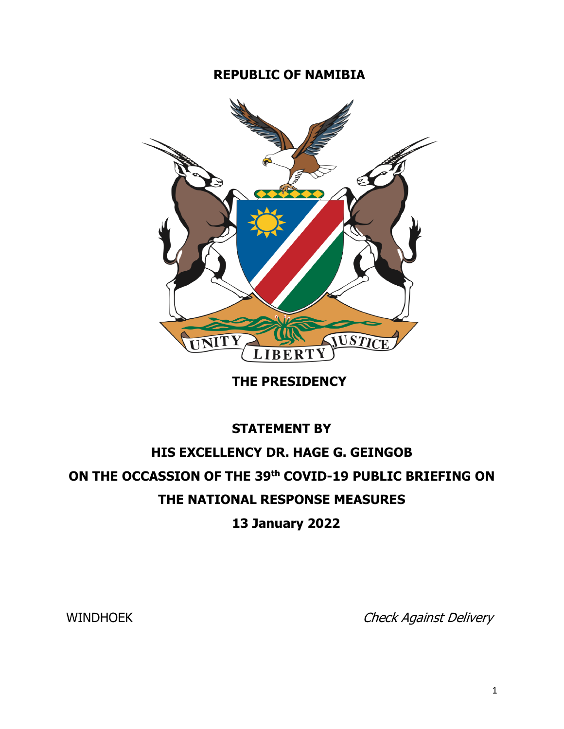**REPUBLIC OF NAMIBIA**

UNITY LIBERTY JUSTICE

**THE PRESIDENCY**

**STATEMENT BY**

**HIS EXCELLENCY DR. HAGE G. GEINGOB**

**ON THE OCCASSION OF THE 39th COVID-19 PUBLIC BRIEFING ON THE NATIONAL RESPONSE MEASURES**

**13 January 2022**

WINDHOEK *Check Against Delivery*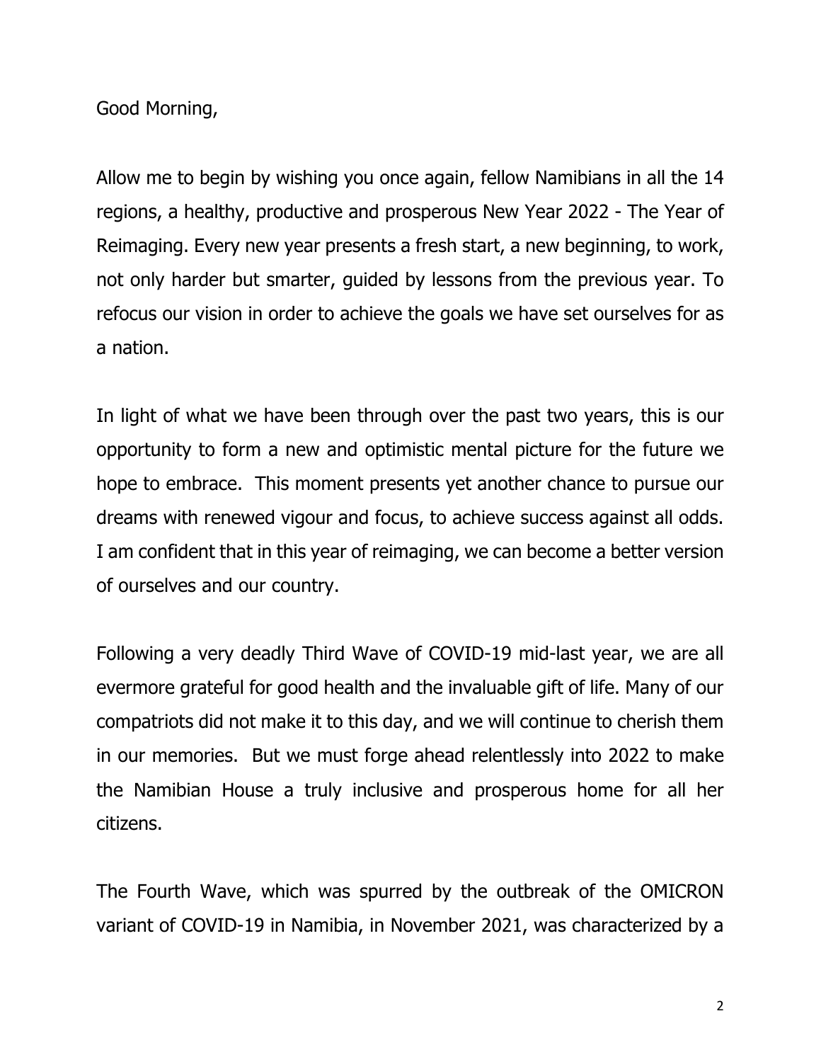Good Morning,

Allow me to begin by wishing you once again, fellow Namibians in all the 14 regions, a healthy, productive and prosperous New Year 2022 - The Year of Reimaging. Every new year presents a fresh start, a new beginning, to work, not only harder but smarter, guided by lessons from the previous year. To refocus our vision in order to achieve the goals we have set ourselves for as a nation.

In light of what we have been through over the past two years, this is our opportunity to form a new and optimistic mental picture for the future we hope to embrace. This moment presents yet another chance to pursue our dreams with renewed vigour and focus, to achieve success against all odds. I am confident that in this year of reimaging, we can become a better version of ourselves and our country.

Following a very deadly Third Wave of COVID-19 mid-last year, we are all evermore grateful for good health and the invaluable gift of life. Many of our compatriots did not make it to this day, and we will continue to cherish them in our memories. But we must forge ahead relentlessly into 2022 to make the Namibian House a truly inclusive and prosperous home for all her citizens.

The Fourth Wave, which was spurred by the outbreak of the OMICRON variant of COVID-19 in Namibia, in November 2021, was characterized by a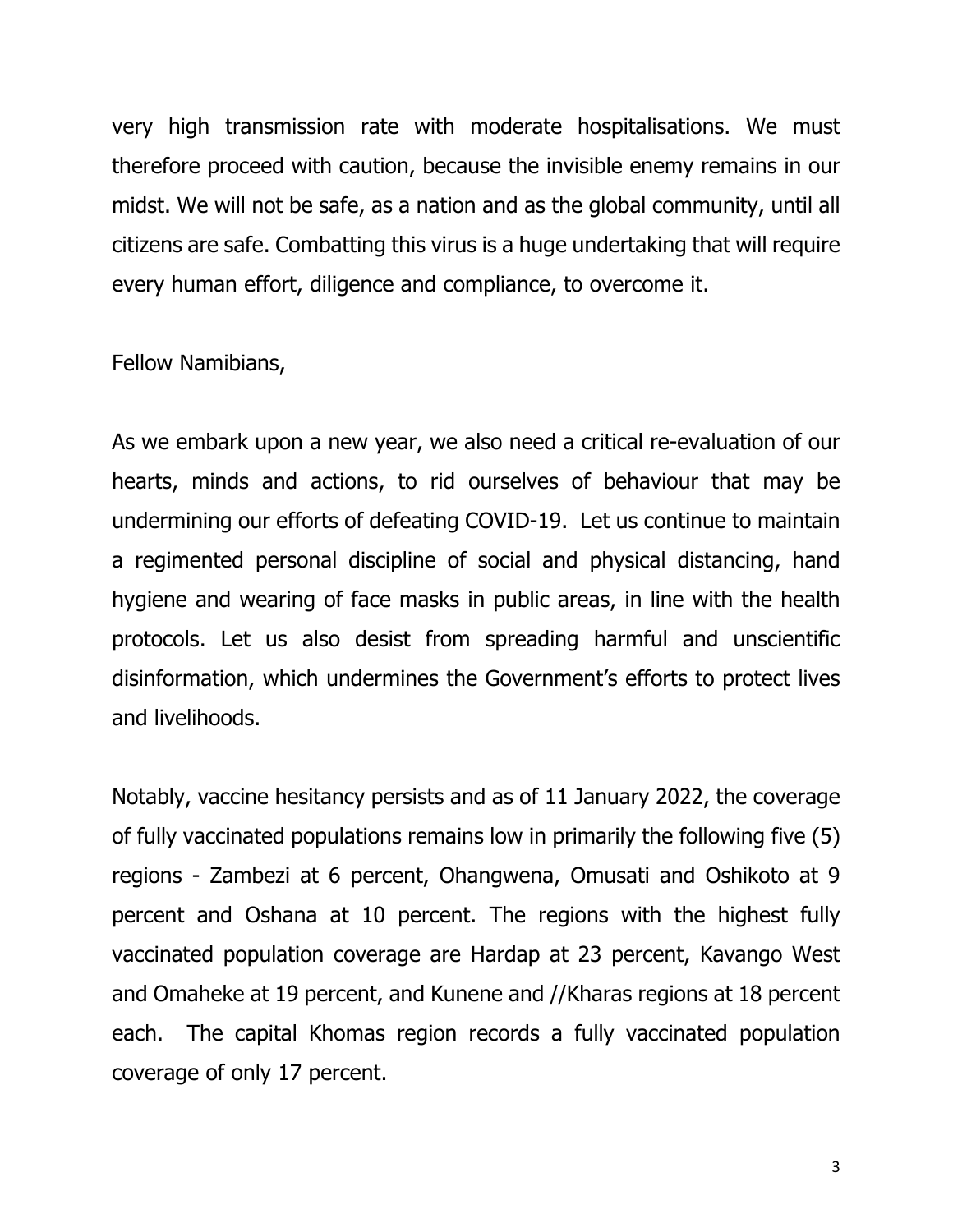very high transmission rate with moderate hospitalisations. We must therefore proceed with caution, because the invisible enemy remains in our midst. We will not be safe, as a nation and as the global community, until all citizens are safe. Combatting this virus is a huge undertaking that will require every human effort, diligence and compliance, to overcome it.

Fellow Namibians,

As we embark upon a new year, we also need a critical re-evaluation of our hearts, minds and actions, to rid ourselves of behaviour that may be undermining our efforts of defeating COVID-19. Let us continue to maintain a regimented personal discipline of social and physical distancing, hand hygiene and wearing of face masks in public areas, in line with the health protocols. Let us also desist from spreading harmful and unscientific disinformation, which undermines the Government's efforts to protect lives and livelihoods.

Notably, vaccine hesitancy persists and as of 11 January 2022, the coverage of fully vaccinated populations remains low in primarily the following five (5) regions - Zambezi at 6 percent, Ohangwena, Omusati and Oshikoto at 9 percent and Oshana at 10 percent. The regions with the highest fully vaccinated population coverage are Hardap at 23 percent, Kavango West and Omaheke at 19 percent, and Kunene and //Kharas regions at 18 percent each. The capital Khomas region records a fully vaccinated population coverage of only 17 percent.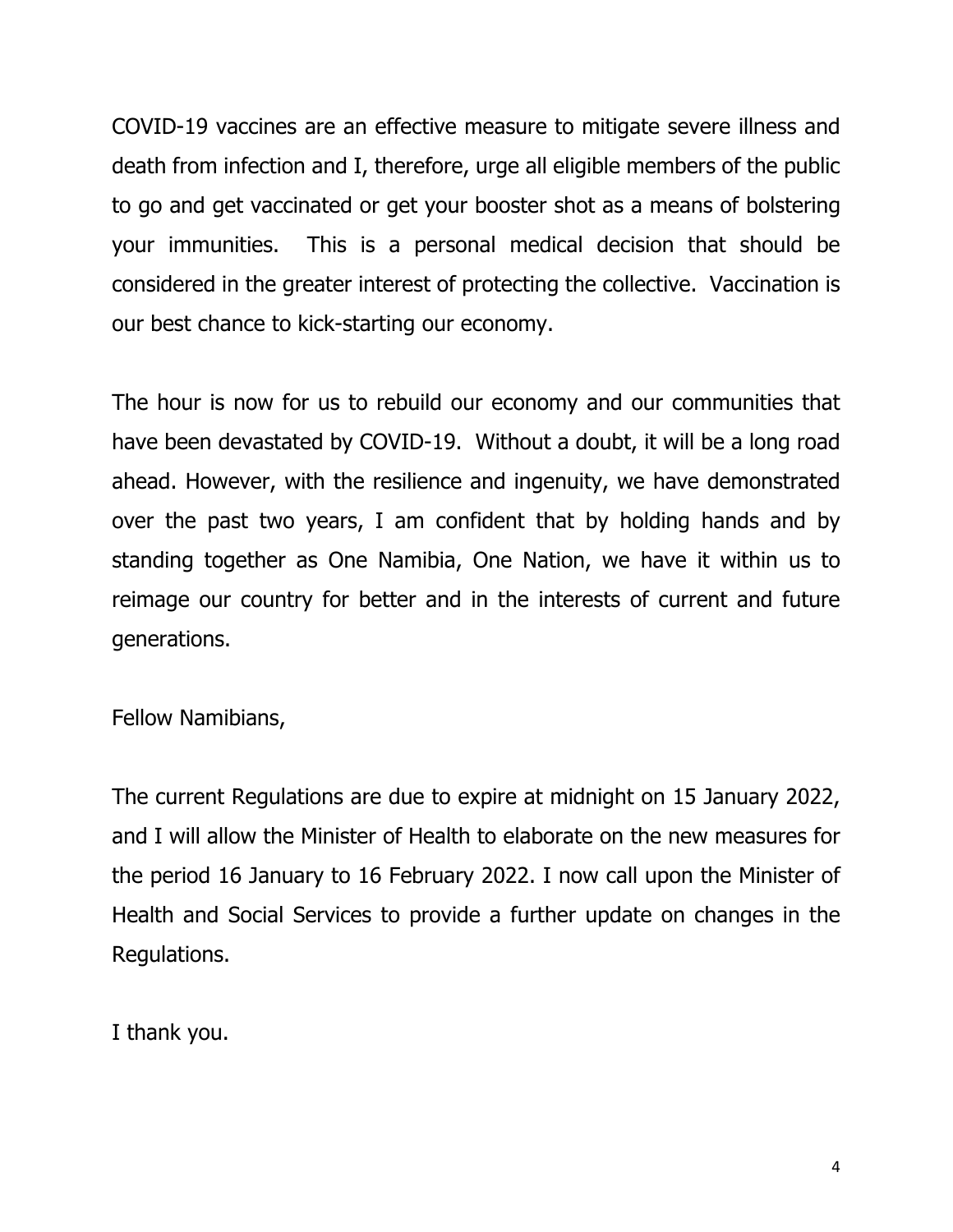COVID-19 vaccines are an effective measure to mitigate severe illness and death from infection and I, therefore, urge all eligible members of the public to go and get vaccinated or get your booster shot as a means of bolstering your immunities. This is a personal medical decision that should be considered in the greater interest of protecting the collective. Vaccination is our best chance to kick-starting our economy.

The hour is now for us to rebuild our economy and our communities that have been devastated by COVID-19. Without a doubt, it will be a long road ahead. However, with the resilience and ingenuity, we have demonstrated over the past two years, I am confident that by holding hands and by standing together as One Namibia, One Nation, we have it within us to reimage our country for better and in the interests of current and future generations.

Fellow Namibians,

The current Regulations are due to expire at midnight on 15 January 2022, and I will allow the Minister of Health to elaborate on the new measures for the period 16 January to 16 February 2022. I now call upon the Minister of Health and Social Services to provide a further update on changes in the Regulations.

I thank you.